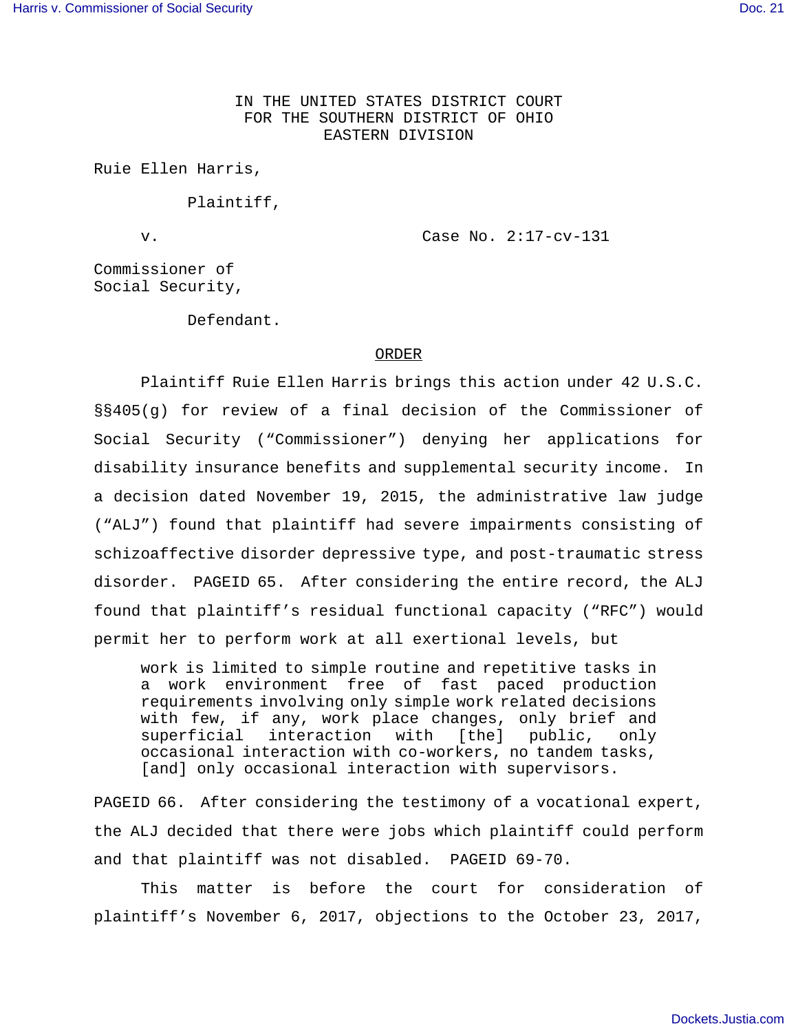IN THE UNITED STATES DISTRICT COURT
FOR THE SOUTHERN DISTRICT OF OHIO
EASTERN DIVISION

Ruie Ellen Harris,

Plaintiff,

v. Case No. 2:17-cv-131

Commissioner of
Social Security,

Defendant.

## ORDER

Plaintiff Ruie Ellen Harris brings this action under 42 U.S.C. §§405(g) for review of a final decision of the Commissioner of Social Security ("Commissioner") denying her applications for disability insurance benefits and supplemental security income. In a decision dated November 19, 2015, the administrative law judge ("ALJ") found that plaintiff had severe impairments consisting of schizoaffective disorder depressive type, and post-traumatic stress disorder. PAGEID 65. After considering the entire record, the ALJ found that plaintiff's residual functional capacity ("RFC") would permit her to perform work at all exertional levels, but

> work is limited to simple routine and repetitive tasks in a work environment free of fast paced production requirements involving only simple work related decisions with few, if any, work place changes, only brief and superficial interaction with [the] public, only occasional interaction with co-workers, no tandem tasks, [and] only occasional interaction with supervisors.

PAGEID 66. After considering the testimony of a vocational expert, the ALJ decided that there were jobs which plaintiff could perform and that plaintiff was not disabled. PAGEID 69-70.

This matter is before the court for consideration of plaintiff's November 6, 2017, objections to the October 23, 2017,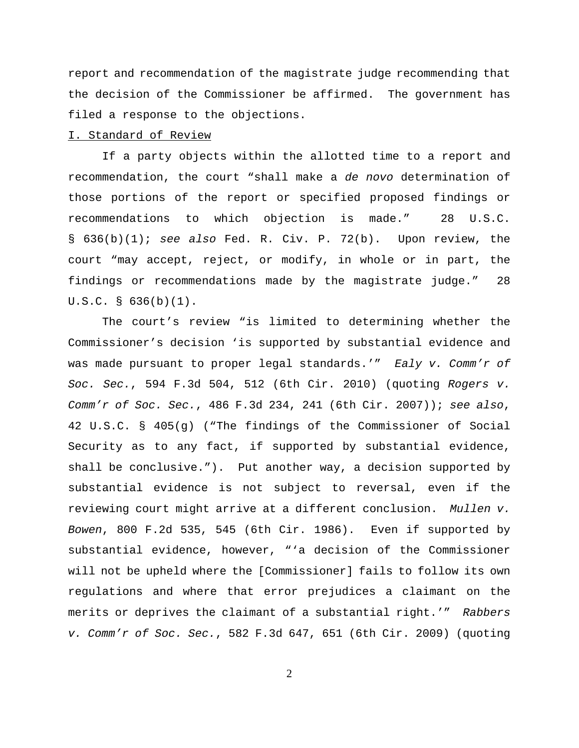report and recommendation of the magistrate judge recommending that the decision of the Commissioner be affirmed. The government has filed a response to the objections.

I. Standard of Review

If a party objects within the allotted time to a report and recommendation, the court "shall make a *de novo* determination of those portions of the report or specified proposed findings or recommendations to which objection is made." 28 U.S.C. § 636(b)(1); *see also* Fed. R. Civ. P. 72(b). Upon review, the court "may accept, reject, or modify, in whole or in part, the findings or recommendations made by the magistrate judge." 28 U.S.C. § 636(b)(1).

The court's review "is limited to determining whether the Commissioner's decision 'is supported by substantial evidence and was made pursuant to proper legal standards.'" *Ealy v. Comm'r of Soc. Sec.*, 594 F.3d 504, 512 (6th Cir. 2010) (quoting *Rogers v. Comm'r of Soc. Sec.*, 486 F.3d 234, 241 (6th Cir. 2007)); *see also*, 42 U.S.C. § 405(g) ("The findings of the Commissioner of Social Security as to any fact, if supported by substantial evidence, shall be conclusive."). Put another way, a decision supported by substantial evidence is not subject to reversal, even if the reviewing court might arrive at a different conclusion. *Mullen v. Bowen*, 800 F.2d 535, 545 (6th Cir. 1986). Even if supported by substantial evidence, however, "'a decision of the Commissioner will not be upheld where the [Commissioner] fails to follow its own regulations and where that error prejudices a claimant on the merits or deprives the claimant of a substantial right.'" *Rabbers v. Comm'r of Soc. Sec.*, 582 F.3d 647, 651 (6th Cir. 2009) (quoting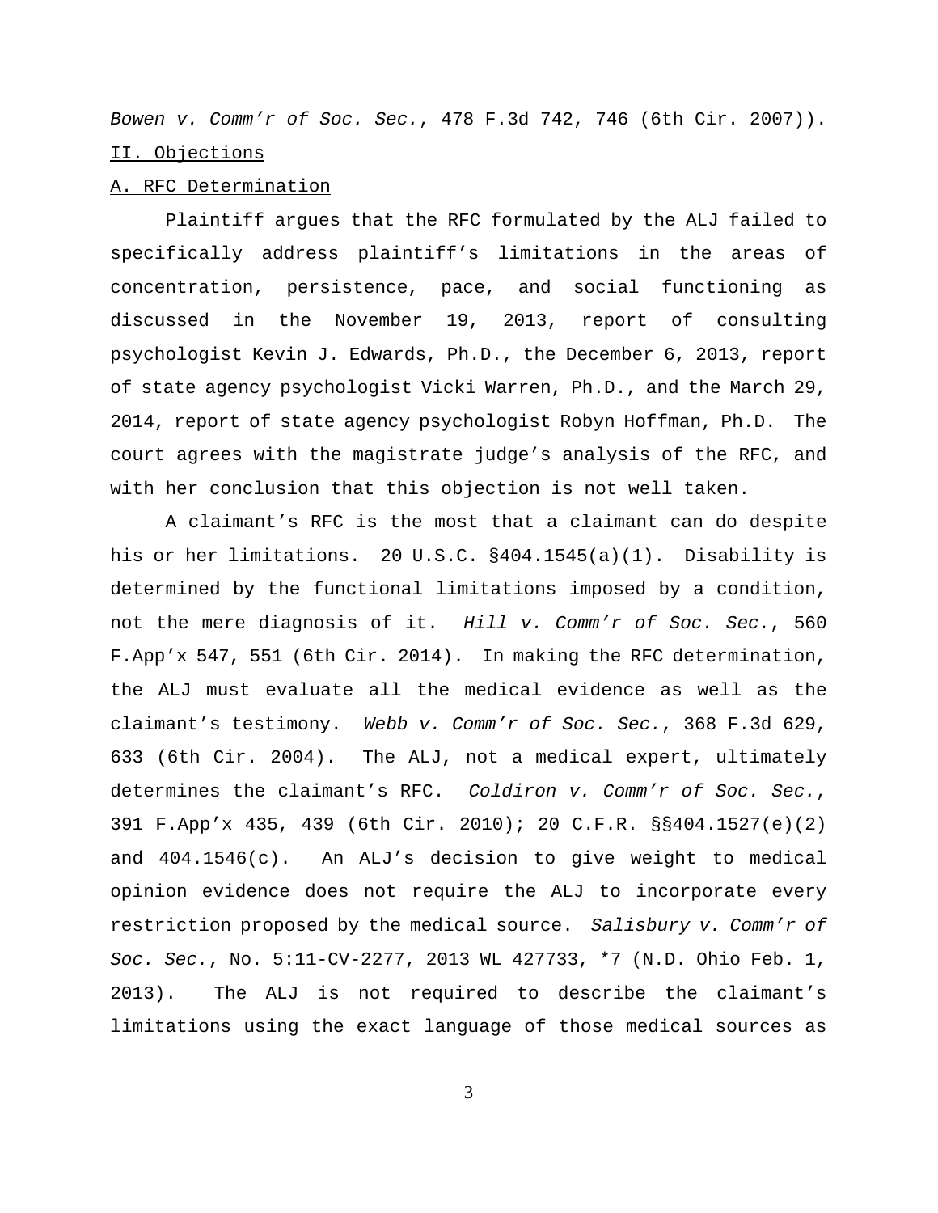*Bowen v. Comm'r of Soc. Sec.*, 478 F.3d 742, 746 (6th Cir. 2007)).

II. Objections

A. RFC Determination

Plaintiff argues that the RFC formulated by the ALJ failed to specifically address plaintiff's limitations in the areas of concentration, persistence, pace, and social functioning as discussed in the November 19, 2013, report of consulting psychologist Kevin J. Edwards, Ph.D., the December 6, 2013, report of state agency psychologist Vicki Warren, Ph.D., and the March 29, 2014, report of state agency psychologist Robyn Hoffman, Ph.D. The court agrees with the magistrate judge's analysis of the RFC, and with her conclusion that this objection is not well taken.

A claimant's RFC is the most that a claimant can do despite his or her limitations. 20 U.S.C. §404.1545(a)(1). Disability is determined by the functional limitations imposed by a condition, not the mere diagnosis of it. *Hill v. Comm'r of Soc. Sec.*, 560 F.App'x 547, 551 (6th Cir. 2014). In making the RFC determination, the ALJ must evaluate all the medical evidence as well as the claimant's testimony. *Webb v. Comm'r of Soc. Sec.*, 368 F.3d 629, 633 (6th Cir. 2004). The ALJ, not a medical expert, ultimately determines the claimant's RFC. *Coldiron v. Comm'r of Soc. Sec.*, 391 F.App'x 435, 439 (6th Cir. 2010); 20 C.F.R. §§404.1527(e)(2) and 404.1546(c). An ALJ's decision to give weight to medical opinion evidence does not require the ALJ to incorporate every restriction proposed by the medical source. *Salisbury v. Comm'r of Soc. Sec.*, No. 5:11-CV-2277, 2013 WL 427733, *7 (N.D. Ohio Feb. 1, 2013). The ALJ is not required to describe the claimant's limitations using the exact language of those medical sources as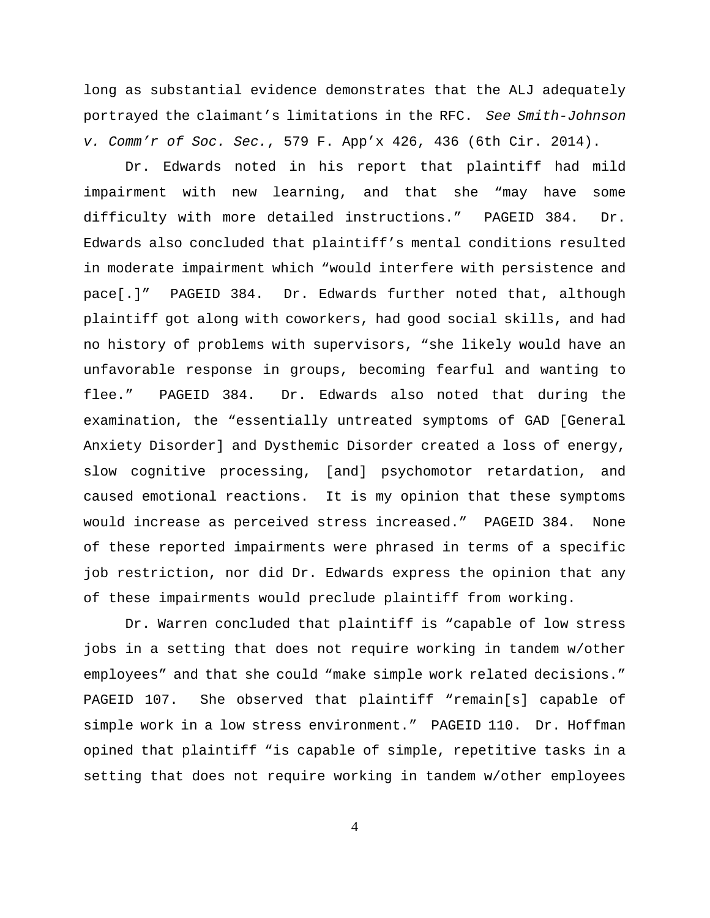long as substantial evidence demonstrates that the ALJ adequately portrayed the claimant's limitations in the RFC. *See Smith-Johnson v. Comm'r of Soc. Sec.*, 579 F. App'x 426, 436 (6th Cir. 2014).

Dr. Edwards noted in his report that plaintiff had mild impairment with new learning, and that she "may have some difficulty with more detailed instructions." PAGEID 384. Dr. Edwards also concluded that plaintiff's mental conditions resulted in moderate impairment which "would interfere with persistence and pace[.]" PAGEID 384. Dr. Edwards further noted that, although plaintiff got along with coworkers, had good social skills, and had no history of problems with supervisors, "she likely would have an unfavorable response in groups, becoming fearful and wanting to flee." PAGEID 384. Dr. Edwards also noted that during the examination, the "essentially untreated symptoms of GAD [General Anxiety Disorder] and Dysthemic Disorder created a loss of energy, slow cognitive processing, [and] psychomotor retardation, and caused emotional reactions. It is my opinion that these symptoms would increase as perceived stress increased." PAGEID 384. None of these reported impairments were phrased in terms of a specific job restriction, nor did Dr. Edwards express the opinion that any of these impairments would preclude plaintiff from working.

Dr. Warren concluded that plaintiff is "capable of low stress jobs in a setting that does not require working in tandem w/other employees" and that she could "make simple work related decisions." PAGEID 107. She observed that plaintiff "remain[s] capable of simple work in a low stress environment." PAGEID 110. Dr. Hoffman opined that plaintiff "is capable of simple, repetitive tasks in a setting that does not require working in tandem w/other employees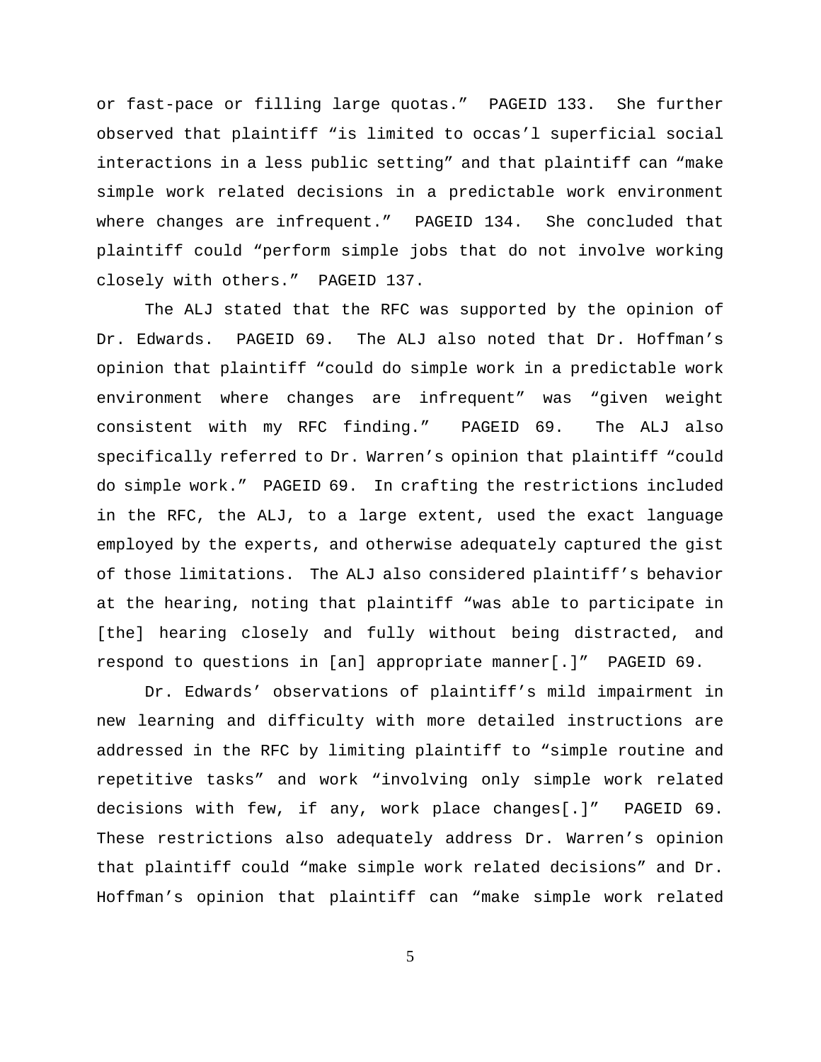or fast-pace or filling large quotas." PAGEID 133. She further observed that plaintiff "is limited to occas'l superficial social interactions in a less public setting" and that plaintiff can "make simple work related decisions in a predictable work environment where changes are infrequent." PAGEID 134. She concluded that plaintiff could "perform simple jobs that do not involve working closely with others." PAGEID 137.

The ALJ stated that the RFC was supported by the opinion of Dr. Edwards. PAGEID 69. The ALJ also noted that Dr. Hoffman's opinion that plaintiff "could do simple work in a predictable work environment where changes are infrequent" was "given weight consistent with my RFC finding." PAGEID 69. The ALJ also specifically referred to Dr. Warren's opinion that plaintiff "could do simple work." PAGEID 69. In crafting the restrictions included in the RFC, the ALJ, to a large extent, used the exact language employed by the experts, and otherwise adequately captured the gist of those limitations. The ALJ also considered plaintiff's behavior at the hearing, noting that plaintiff "was able to participate in [the] hearing closely and fully without being distracted, and respond to questions in [an] appropriate manner[.]" PAGEID 69.

Dr. Edwards' observations of plaintiff's mild impairment in new learning and difficulty with more detailed instructions are addressed in the RFC by limiting plaintiff to "simple routine and repetitive tasks" and work "involving only simple work related decisions with few, if any, work place changes[.]" PAGEID 69. These restrictions also adequately address Dr. Warren's opinion that plaintiff could "make simple work related decisions" and Dr. Hoffman's opinion that plaintiff can "make simple work related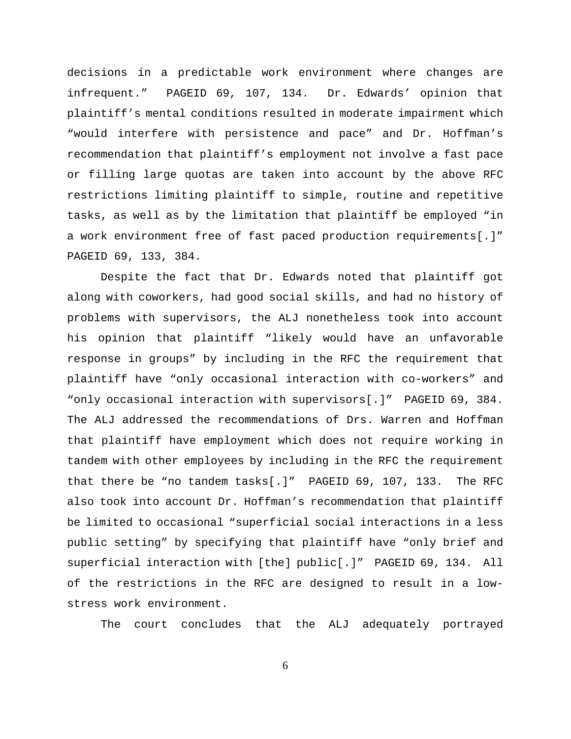decisions in a predictable work environment where changes are infrequent." PAGEID 69, 107, 134. Dr. Edwards' opinion that plaintiff's mental conditions resulted in moderate impairment which "would interfere with persistence and pace" and Dr. Hoffman's recommendation that plaintiff's employment not involve a fast pace or filling large quotas are taken into account by the above RFC restrictions limiting plaintiff to simple, routine and repetitive tasks, as well as by the limitation that plaintiff be employed "in a work environment free of fast paced production requirements[.]" PAGEID 69, 133, 384.

Despite the fact that Dr. Edwards noted that plaintiff got along with coworkers, had good social skills, and had no history of problems with supervisors, the ALJ nonetheless took into account his opinion that plaintiff "likely would have an unfavorable response in groups" by including in the RFC the requirement that plaintiff have "only occasional interaction with co-workers" and "only occasional interaction with supervisors[.]" PAGEID 69, 384. The ALJ addressed the recommendations of Drs. Warren and Hoffman that plaintiff have employment which does not require working in tandem with other employees by including in the RFC the requirement that there be "no tandem tasks[.]" PAGEID 69, 107, 133. The RFC also took into account Dr. Hoffman's recommendation that plaintiff be limited to occasional "superficial social interactions in a less public setting" by specifying that plaintiff have "only brief and superficial interaction with [the] public[.]" PAGEID 69, 134. All of the restrictions in the RFC are designed to result in a low-stress work environment.

The court concludes that the ALJ adequately portrayed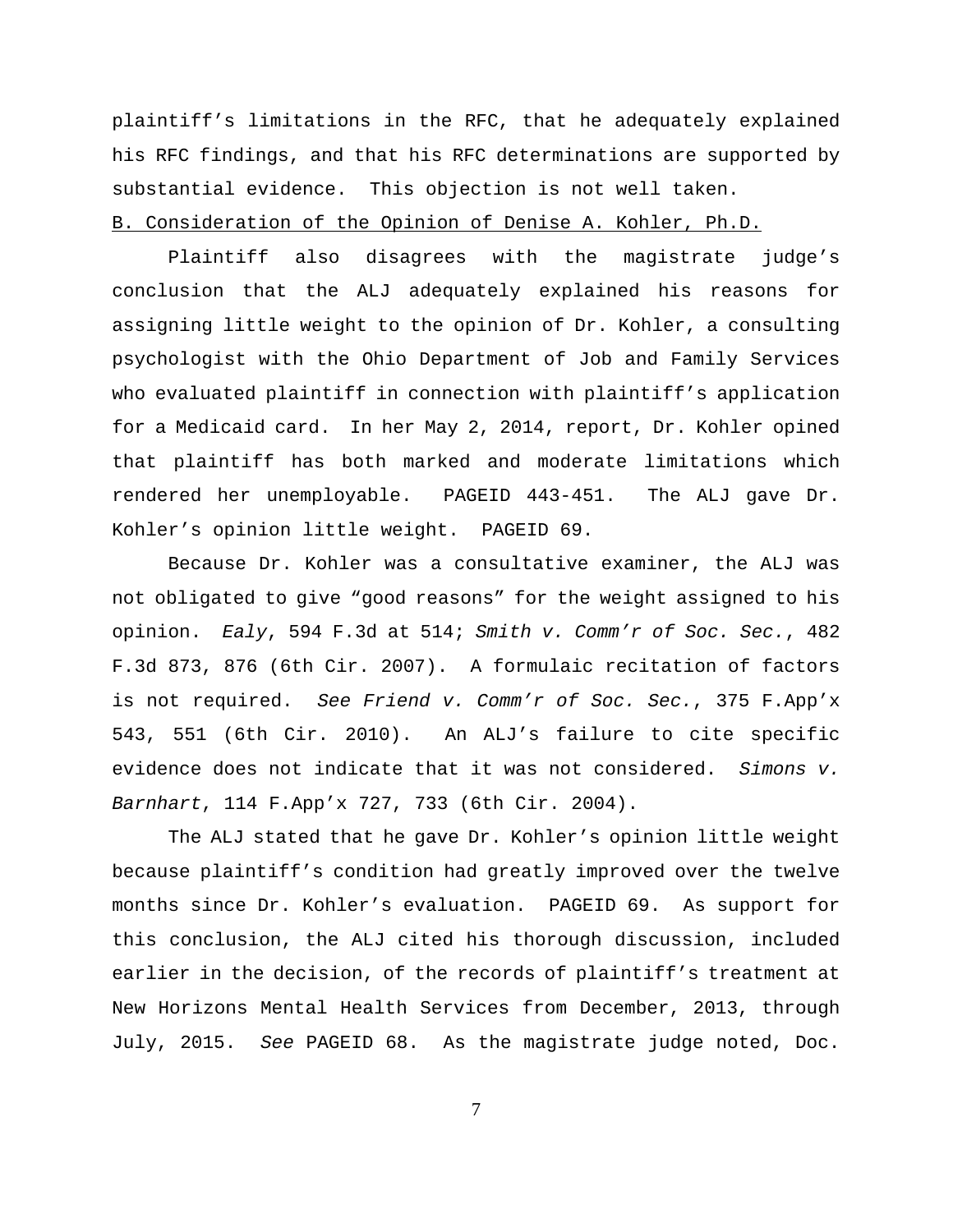plaintiff's limitations in the RFC, that he adequately explained his RFC findings, and that his RFC determinations are supported by substantial evidence. This objection is not well taken.

B. Consideration of the Opinion of Denise A. Kohler, Ph.D.

Plaintiff also disagrees with the magistrate judge's conclusion that the ALJ adequately explained his reasons for assigning little weight to the opinion of Dr. Kohler, a consulting psychologist with the Ohio Department of Job and Family Services who evaluated plaintiff in connection with plaintiff's application for a Medicaid card. In her May 2, 2014, report, Dr. Kohler opined that plaintiff has both marked and moderate limitations which rendered her unemployable. PAGEID 443-451. The ALJ gave Dr. Kohler's opinion little weight. PAGEID 69.

Because Dr. Kohler was a consultative examiner, the ALJ was not obligated to give "good reasons" for the weight assigned to his opinion. *Ealy*, 594 F.3d at 514; *Smith v. Comm'r of Soc. Sec.*, 482 F.3d 873, 876 (6th Cir. 2007). A formulaic recitation of factors is not required. *See Friend v. Comm'r of Soc. Sec.*, 375 F.App'x 543, 551 (6th Cir. 2010). An ALJ's failure to cite specific evidence does not indicate that it was not considered. *Simons v. Barnhart*, 114 F.App'x 727, 733 (6th Cir. 2004).

The ALJ stated that he gave Dr. Kohler's opinion little weight because plaintiff's condition had greatly improved over the twelve months since Dr. Kohler's evaluation. PAGEID 69. As support for this conclusion, the ALJ cited his thorough discussion, included earlier in the decision, of the records of plaintiff's treatment at New Horizons Mental Health Services from December, 2013, through July, 2015. *See* PAGEID 68. As the magistrate judge noted, Doc.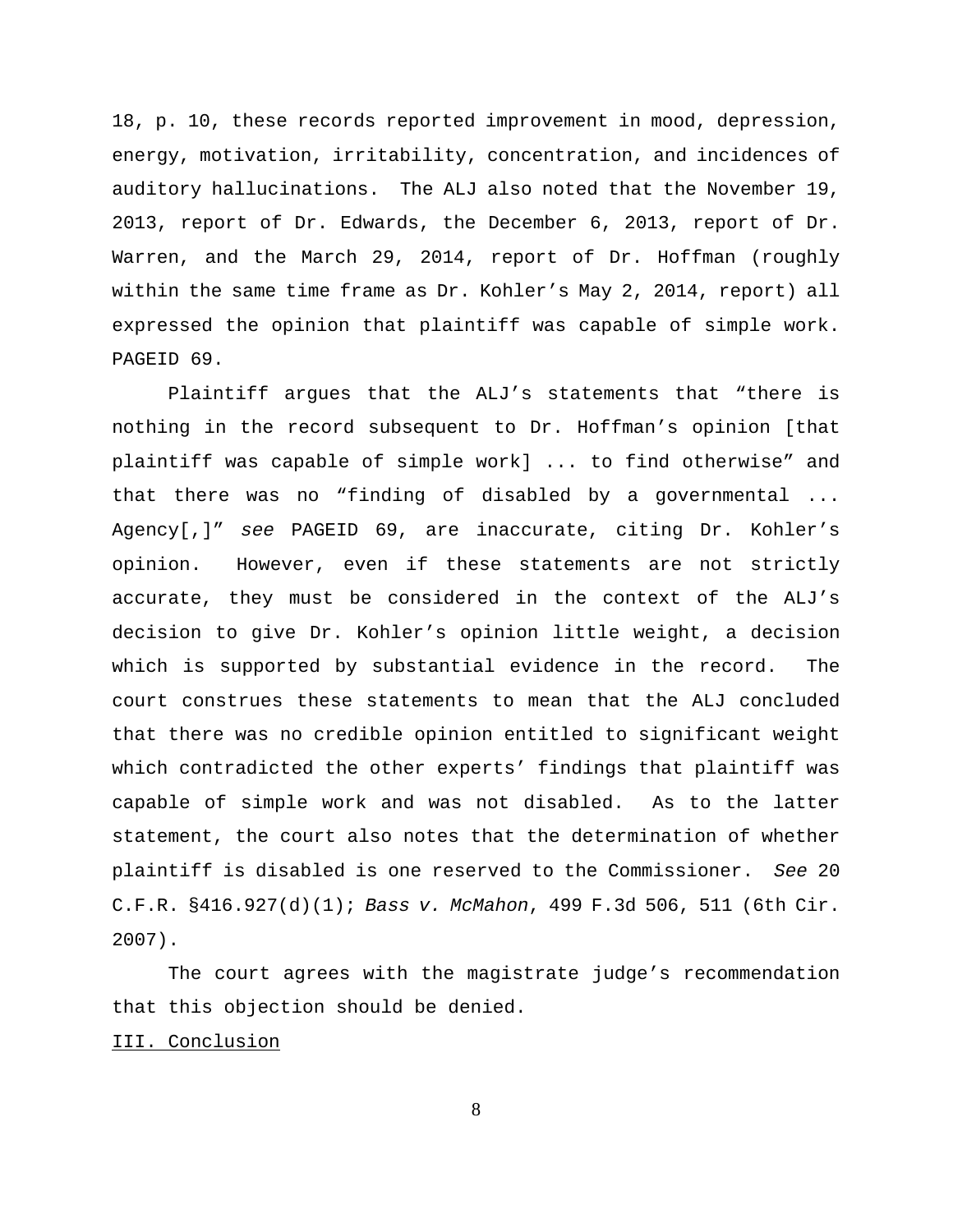18, p. 10, these records reported improvement in mood, depression, energy, motivation, irritability, concentration, and incidences of auditory hallucinations. The ALJ also noted that the November 19, 2013, report of Dr. Edwards, the December 6, 2013, report of Dr. Warren, and the March 29, 2014, report of Dr. Hoffman (roughly within the same time frame as Dr. Kohler's May 2, 2014, report) all expressed the opinion that plaintiff was capable of simple work. PAGEID 69.

Plaintiff argues that the ALJ's statements that "there is nothing in the record subsequent to Dr. Hoffman's opinion [that plaintiff was capable of simple work] ... to find otherwise" and that there was no "finding of disabled by a governmental ... Agency[,]" *see* PAGEID 69, are inaccurate, citing Dr. Kohler's opinion. However, even if these statements are not strictly accurate, they must be considered in the context of the ALJ's decision to give Dr. Kohler's opinion little weight, a decision which is supported by substantial evidence in the record. The court construes these statements to mean that the ALJ concluded that there was no credible opinion entitled to significant weight which contradicted the other experts' findings that plaintiff was capable of simple work and was not disabled. As to the latter statement, the court also notes that the determination of whether plaintiff is disabled is one reserved to the Commissioner. *See* 20 C.F.R. §416.927(d)(1); *Bass v. McMahon*, 499 F.3d 506, 511 (6th Cir. 2007).

The court agrees with the magistrate judge's recommendation that this objection should be denied.

III. Conclusion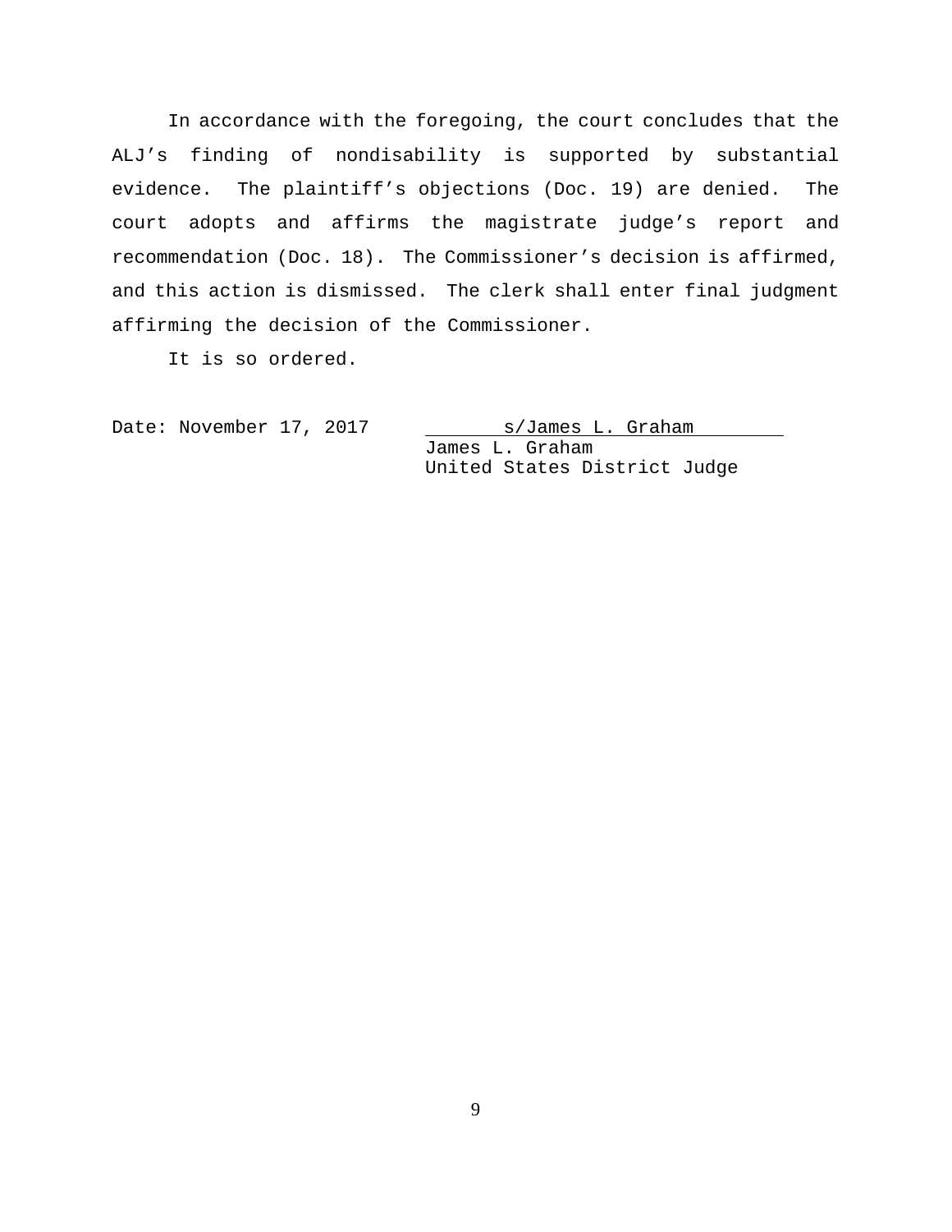In accordance with the foregoing, the court concludes that the ALJ's finding of nondisability is supported by substantial evidence. The plaintiff's objections (Doc. 19) are denied. The court adopts and affirms the magistrate judge's report and recommendation (Doc. 18). The Commissioner's decision is affirmed, and this action is dismissed. The clerk shall enter final judgment affirming the decision of the Commissioner.

It is so ordered.

Date: November 17, 2017

s/James L. Graham
James L. Graham
United States District Judge